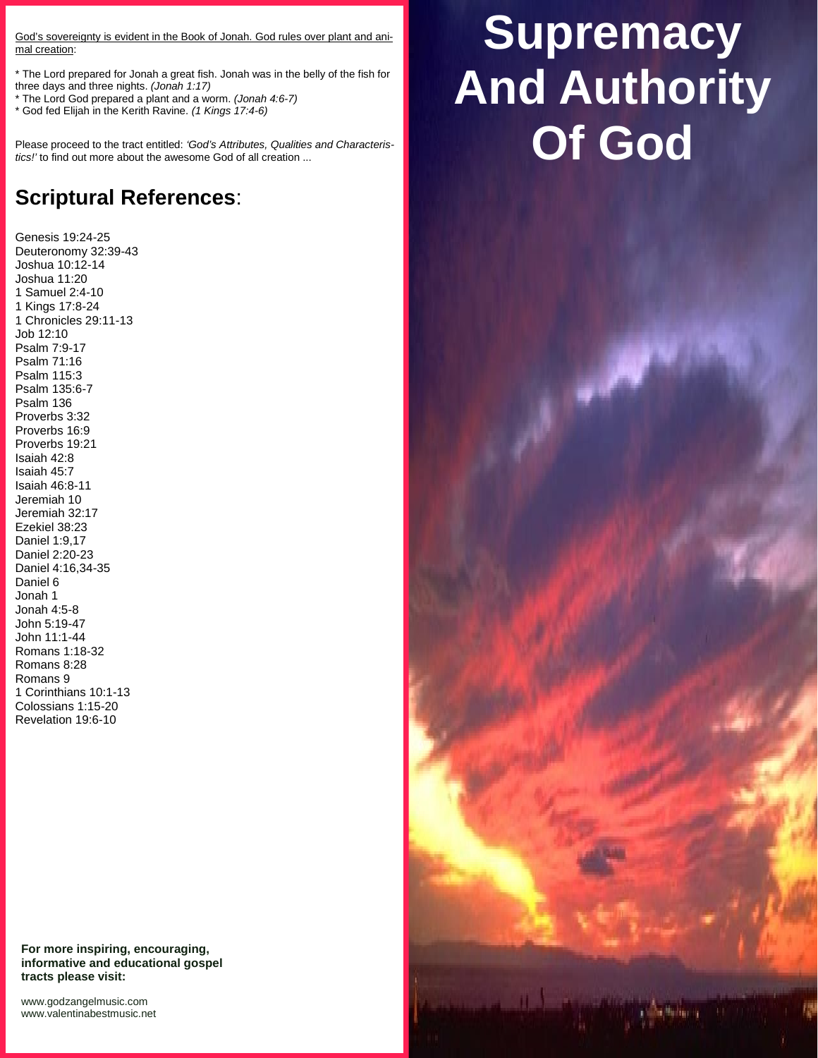# Supremacy And Authority Of God

God's sovereignty is evident in the Book of Jonah. God rules over plant and animal creation:

* The Lord prepared for Jonah a great fish. Jonah was in the belly of the fish for three days and three nights. *(Jonah 1:17)*
* The Lord God prepared a plant and a worm. *(Jonah 4:6-7)*
* God fed Elijah in the Kerith Ravine. *(1 Kings 17:4-6)*

Please proceed to the tract entitled: *'God's Attributes, Qualities and Characteristics!'* to find out more about the awesome God of all creation ...

## Scriptural References:

Genesis 19:24-25
Deuteronomy 32:39-43
Joshua 10:12-14
Joshua 11:20
1 Samuel 2:4-10
1 Kings 17:8-24
1 Chronicles 29:11-13
Job 12:10
Psalm 7:9-17
Psalm 71:16
Psalm 115:3
Psalm 135:6-7
Psalm 136
Proverbs 3:32
Proverbs 16:9
Proverbs 19:21
Isaiah 42:8
Isaiah 45:7
Isaiah 46:8-11
Jeremiah 10
Jeremiah 32:17
Ezekiel 38:23
Daniel 1:9,17
Daniel 2:20-23
Daniel 4:16,34-35
Daniel 6
Jonah 1
Jonah 4:5-8
John 5:19-47
John 11:1-44
Romans 1:18-32
Romans 8:28
Romans 9
1 Corinthians 10:1-13
Colossians 1:15-20
Revelation 19:6-10

**For more inspiring, encouraging, informative and educational gospel tracts please visit:**

www.godzangelmusic.com
www.valentinabestmusic.net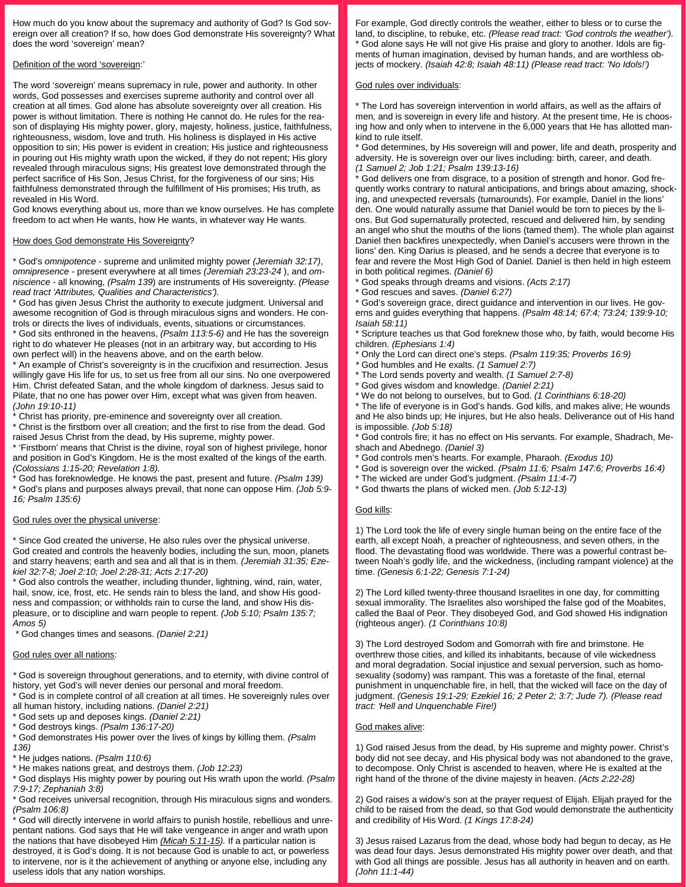How much do you know about the supremacy and authority of God? Is God sovereign over all creation? If so, how does God demonstrate His sovereignty? What does the word 'sovereign' mean?

## Definition of the word 'sovereign:'

The word 'sovereign' means supremacy in rule, power and authority. In other words, God possesses and exercises supreme authority and control over all creation at all times. God alone has absolute sovereignty over all creation. His power is without limitation. There is nothing He cannot do. He rules for the reason of displaying His mighty power, glory, majesty, holiness, justice, faithfulness, righteousness, wisdom, love and truth. His holiness is displayed in His active opposition to sin; His power is evident in creation; His justice and righteousness in pouring out His mighty wrath upon the wicked, if they do not repent; His glory revealed through miraculous signs; His greatest love demonstrated through the perfect sacrifice of His Son, Jesus Christ, for the forgiveness of our sins; His faithfulness demonstrated through the fulfillment of His promises; His truth, as revealed in His Word.

God knows everything about us, more than we know ourselves. He has complete freedom to act when He wants, how He wants, in whatever way He wants.

## How does God demonstrate His Sovereignty?

* God's *omnipotence* - supreme and unlimited mighty power *(Jeremiah 32:17)*, *omnipresence* - present everywhere at all times *(Jeremiah 23:23-24* ), and *omniscience* - all knowing, *(Psalm 139)* are instruments of His sovereignty. *(Please read tract 'Attributes, Qualities and Characteristics').*
* God has given Jesus Christ the authority to execute judgment. Universal and awesome recognition of God is through miraculous signs and wonders. He controls or directs the lives of individuals, events, situations or circumstances.
* God sits enthroned in the heavens, *(Psalm 113:5-6)* and He has the sovereign right to do whatever He pleases (not in an arbitrary way, but according to His own perfect will) in the heavens above, and on the earth below.
* An example of Christ's sovereignty is in the crucifixion and resurrection. Jesus willingly gave His life for us, to set us free from all our sins. No one overpowered Him. Christ defeated Satan, and the whole kingdom of darkness. Jesus said to Pilate, that no one has power over Him, except what was given from heaven. *(John 19:10-11)*
* Christ has priority, pre-eminence and sovereignty over all creation.
* Christ is the firstborn over all creation; and the first to rise from the dead. God raised Jesus Christ from the dead, by His supreme, mighty power.
* 'Firstborn' means that Christ is the divine, royal son of highest privilege, honor and position in God's Kingdom. He is the most exalted of the kings of the earth. *(Colossians 1:15-20; Revelation 1:8).*
* God has foreknowledge. He knows the past, present and future. *(Psalm 139)*
* God's plans and purposes always prevail, that none can oppose Him. *(Job 5:9-16; Psalm 135:6)*

## God rules over the physical universe:

* Since God created the universe, He also rules over the physical universe. God created and controls the heavenly bodies, including the sun, moon, planets and starry heavens; earth and sea and all that is in them. *(Jeremiah 31:35; Ezekiel 32:7-8; Joel 2:10; Joel 2:28-31; Acts 2:17-20)*
* God also controls the weather, including thunder, lightning, wind, rain, water, hail, snow, ice, frost, etc. He sends rain to bless the land, and show His goodness and compassion; or withholds rain to curse the land, and show His displeasure, or to discipline and warn people to repent. *(Job 5:10; Psalm 135:7; Amos 5)*
* God changes times and seasons. *(Daniel 2:21)*

## God rules over all nations:

* God is sovereign throughout generations, and to eternity, with divine control of history, yet God's will never denies our personal and moral freedom.
* God is in complete control of all creation at all times. He sovereignly rules over all human history, including nations. *(Daniel 2:21)*
* God sets up and deposes kings. *(Daniel 2:21)*
* God destroys kings. *(Psalm 136:17-20)*
* God demonstrates His power over the lives of kings by killing them. *(Psalm 136)*
* He judges nations. *(Psalm 110:6)*
* He makes nations great, and destroys them. *(Job 12:23)*
* God displays His mighty power by pouring out His wrath upon the world. *(Psalm 7:9-17; Zephaniah 3:8)*
* God receives universal recognition, through His miraculous signs and wonders. *(Psalm 106:8)*
* God will directly intervene in world affairs to punish hostile, rebellious and unrepentant nations. God says that He will take vengeance in anger and wrath upon the nations that have disobeyed Him *(Micah 5:11-15).* If a particular nation is destroyed, it is God's doing. It is not because God is unable to act, or powerless to intervene, nor is it the achievement of anything or anyone else, including any useless idols that any nation worships.

For example, God directly controls the weather, either to bless or to curse the land, to discipline, to rebuke, etc. *(Please read tract: 'God controls the weather').*
* God alone says He will not give His praise and glory to another. Idols are figments of human imagination, devised by human hands, and are worthless objects of mockery. *(Isaiah 42:8; Isaiah 48:11) (Please read tract: 'No Idols!')*

## God rules over individuals:

* The Lord has sovereign intervention in world affairs, as well as the affairs of men, and is sovereign in every life and history. At the present time, He is choosing how and only when to intervene in the 6,000 years that He has allotted mankind to rule itself.
* God determines, by His sovereign will and power, life and death, prosperity and adversity. He is sovereign over our lives including: birth, career, and death. *(1 Samuel 2; Job 1:21; Psalm 139:13-16)*
* God delivers one from disgrace, to a position of strength and honor. God frequently works contrary to natural anticipations, and brings about amazing, shocking, and unexpected reversals (turnarounds). For example, Daniel in the lions' den. One would naturally assume that Daniel would be torn to pieces by the lions. But God supernaturally protected, rescued and delivered him, by sending an angel who shut the mouths of the lions (tamed them). The whole plan against Daniel then backfires unexpectedly, when Daniel's accusers were thrown in the lions' den. King Darius is pleased, and he sends a decree that everyone is to fear and revere the Most High God of Daniel. Daniel is then held in high esteem in both political regimes. *(Daniel 6)*
* God speaks through dreams and visions. *(Acts 2:17)*
* God rescues and saves. *(Daniel 6:27)*
* God's sovereign grace, direct guidance and intervention in our lives. He governs and guides everything that happens. *(Psalm 48:14; 67:4; 73:24; 139:9-10; Isaiah 58:11)*
* Scripture teaches us that God foreknew those who, by faith, would become His children. *(Ephesians 1:4)*
* Only the Lord can direct one's steps. *(Psalm 119:35; Proverbs 16:9)*
* God humbles and He exalts. *(1 Samuel 2:7)*
* The Lord sends poverty and wealth. *(1 Samuel 2:7-8)*
* God gives wisdom and knowledge. *(Daniel 2:21)*
* We do not belong to ourselves, but to God. *(1 Corinthians 6:18-20)*
* The life of everyone is in God's hands. God kills, and makes alive; He wounds and He also binds up; He injures, but He also heals. Deliverance out of His hand is impossible. *(Job 5:18)*
* God controls fire; it has no effect on His servants. For example, Shadrach, Meshach and Abednego. *(Daniel 3)*
* God controls men's hearts. For example, Pharaoh. *(Exodus 10)*
* God is sovereign over the wicked. *(Psalm 11:6; Psalm 147:6; Proverbs 16:4)*
* The wicked are under God's judgment. *(Psalm 11:4-7)*
* God thwarts the plans of wicked men. *(Job 5:12-13)*

## God kills:

1) The Lord took the life of every single human being on the entire face of the earth, all except Noah, a preacher of righteousness, and seven others, in the flood. The devastating flood was worldwide. There was a powerful contrast between Noah's godly life, and the wickedness, (including rampant violence) at the time. *(Genesis 6:1-22; Genesis 7:1-24)*

2) The Lord killed twenty-three thousand Israelites in one day, for committing sexual immorality. The Israelites also worshiped the false god of the Moabites, called the Baal of Peor. They disobeyed God, and God showed His indignation (righteous anger). *(1 Corinthians 10:8)*

3) The Lord destroyed Sodom and Gomorrah with fire and brimstone. He overthrew those cities, and killed its inhabitants, because of vile wickedness and moral degradation. Social injustice and sexual perversion, such as homosexuality (sodomy) was rampant. This was a foretaste of the final, eternal punishment in unquenchable fire, in hell, that the wicked will face on the day of judgment. *(Genesis 19:1-29; Ezekiel 16; 2 Peter 2; 3:7; Jude 7). (Please read tract: 'Hell and Unquenchable Fire!)*

## God makes alive:

1) God raised Jesus from the dead, by His supreme and mighty power. Christ's body did not see decay, and His physical body was not abandoned to the grave, to decompose. Only Christ is ascended to heaven, where He is exalted at the right hand of the throne of the divine majesty in heaven. *(Acts 2:22-28)*

2) God raises a widow's son at the prayer request of Elijah. Elijah prayed for the child to be raised from the dead, so that God would demonstrate the authenticity and credibility of His Word. *(1 Kings 17:8-24)*

3) Jesus raised Lazarus from the dead, whose body had begun to decay, as He was dead four days. Jesus demonstrated His mighty power over death, and that with God all things are possible. Jesus has all authority in heaven and on earth. *(John 11:1-44)*